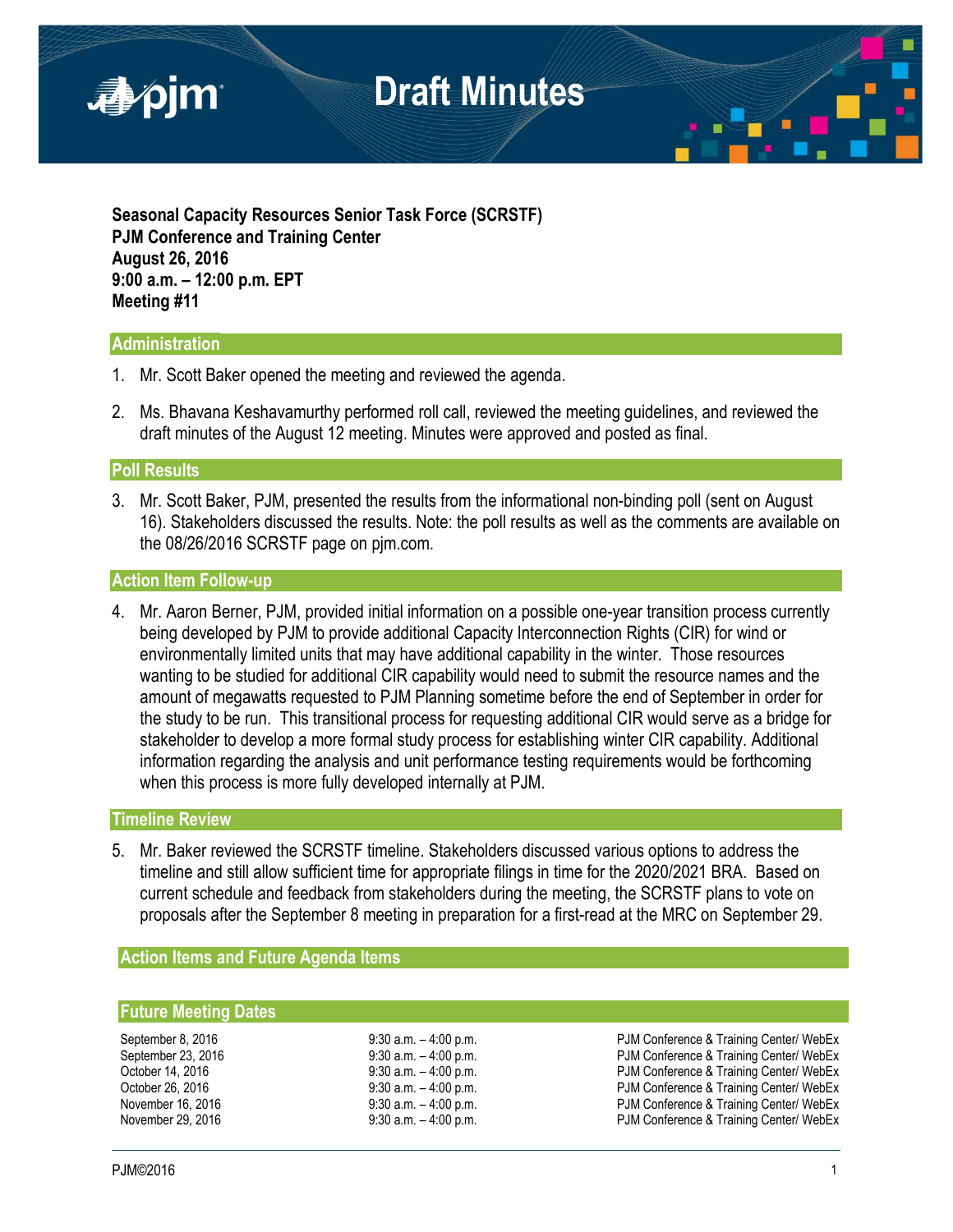# Draft Minutes

**Seasonal Capacity Resources Senior Task Force (SCRSTF)**
**PJM Conference and Training Center**
**August 26, 2016**
**9:00 a.m. – 12:00 p.m. EPT**
**Meeting #11**

## Administration

1. Mr. Scott Baker opened the meeting and reviewed the agenda.

2. Ms. Bhavana Keshavamurthy performed roll call, reviewed the meeting guidelines, and reviewed the draft minutes of the August 12 meeting. Minutes were approved and posted as final.

## Poll Results

3. Mr. Scott Baker, PJM, presented the results from the informational non-binding poll (sent on August 16). Stakeholders discussed the results. Note: the poll results as well as the comments are available on the 08/26/2016 SCRSTF page on pjm.com.

## Action Item Follow-up

4. Mr. Aaron Berner, PJM, provided initial information on a possible one-year transition process currently being developed by PJM to provide additional Capacity Interconnection Rights (CIR) for wind or environmentally limited units that may have additional capability in the winter. Those resources wanting to be studied for additional CIR capability would need to submit the resource names and the amount of megawatts requested to PJM Planning sometime before the end of September in order for the study to be run. This transitional process for requesting additional CIR would serve as a bridge for stakeholder to develop a more formal study process for establishing winter CIR capability. Additional information regarding the analysis and unit performance testing requirements would be forthcoming when this process is more fully developed internally at PJM.

## Timeline Review

5. Mr. Baker reviewed the SCRSTF timeline. Stakeholders discussed various options to address the timeline and still allow sufficient time for appropriate filings in time for the 2020/2021 BRA. Based on current schedule and feedback from stakeholders during the meeting, the SCRSTF plans to vote on proposals after the September 8 meeting in preparation for a first-read at the MRC on September 29.

## Action Items and Future Agenda Items

## Future Meeting Dates

| | | |
|---|---|---|
| September 8, 2016 | 9:30 a.m. – 4:00 p.m. | PJM Conference & Training Center/ WebEx |
| September 23, 2016 | 9:30 a.m. – 4:00 p.m. | PJM Conference & Training Center/ WebEx |
| October 14, 2016 | 9:30 a.m. – 4:00 p.m. | PJM Conference & Training Center/ WebEx |
| October 26, 2016 | 9:30 a.m. – 4:00 p.m. | PJM Conference & Training Center/ WebEx |
| November 16, 2016 | 9:30 a.m. – 4:00 p.m. | PJM Conference & Training Center/ WebEx |
| November 29, 2016 | 9:30 a.m. – 4:00 p.m. | PJM Conference & Training Center/ WebEx |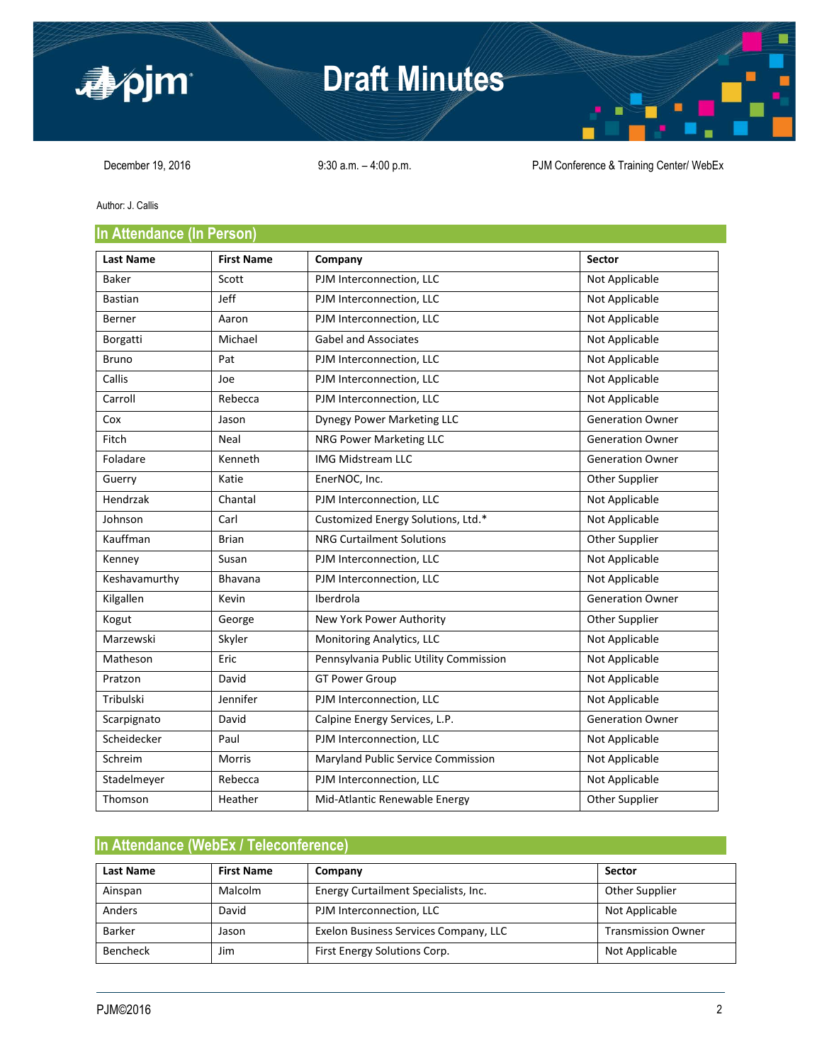# Draft Minutes

December 19, 2016 | 9:30 a.m. – 4:00 p.m. | PJM Conference & Training Center/ WebEx

Author: J. Callis

## In Attendance (In Person)

| Last Name | First Name | Company | Sector |
|---|---|---|---|
| Baker | Scott | PJM Interconnection, LLC | Not Applicable |
| Bastian | Jeff | PJM Interconnection, LLC | Not Applicable |
| Berner | Aaron | PJM Interconnection, LLC | Not Applicable |
| Borgatti | Michael | Gabel and Associates | Not Applicable |
| Bruno | Pat | PJM Interconnection, LLC | Not Applicable |
| Callis | Joe | PJM Interconnection, LLC | Not Applicable |
| Carroll | Rebecca | PJM Interconnection, LLC | Not Applicable |
| Cox | Jason | Dynegy Power Marketing LLC | Generation Owner |
| Fitch | Neal | NRG Power Marketing LLC | Generation Owner |
| Foladare | Kenneth | IMG Midstream LLC | Generation Owner |
| Guerry | Katie | EnerNOC, Inc. | Other Supplier |
| Hendrzak | Chantal | PJM Interconnection, LLC | Not Applicable |
| Johnson | Carl | Customized Energy Solutions, Ltd.* | Not Applicable |
| Kauffman | Brian | NRG Curtailment Solutions | Other Supplier |
| Kenney | Susan | PJM Interconnection, LLC | Not Applicable |
| Keshavamurthy | Bhavana | PJM Interconnection, LLC | Not Applicable |
| Kilgallen | Kevin | Iberdrola | Generation Owner |
| Kogut | George | New York Power Authority | Other Supplier |
| Marzewski | Skyler | Monitoring Analytics, LLC | Not Applicable |
| Matheson | Eric | Pennsylvania Public Utility Commission | Not Applicable |
| Pratzon | David | GT Power Group | Not Applicable |
| Tribulski | Jennifer | PJM Interconnection, LLC | Not Applicable |
| Scarpignato | David | Calpine Energy Services, L.P. | Generation Owner |
| Scheidecker | Paul | PJM Interconnection, LLC | Not Applicable |
| Schreim | Morris | Maryland Public Service Commission | Not Applicable |
| Stadelmeyer | Rebecca | PJM Interconnection, LLC | Not Applicable |
| Thomson | Heather | Mid-Atlantic Renewable Energy | Other Supplier |

## In Attendance (WebEx / Teleconference)

| Last Name | First Name | Company | Sector |
|---|---|---|---|
| Ainspan | Malcolm | Energy Curtailment Specialists, Inc. | Other Supplier |
| Anders | David | PJM Interconnection, LLC | Not Applicable |
| Barker | Jason | Exelon Business Services Company, LLC | Transmission Owner |
| Bencheck | Jim | First Energy Solutions Corp. | Not Applicable |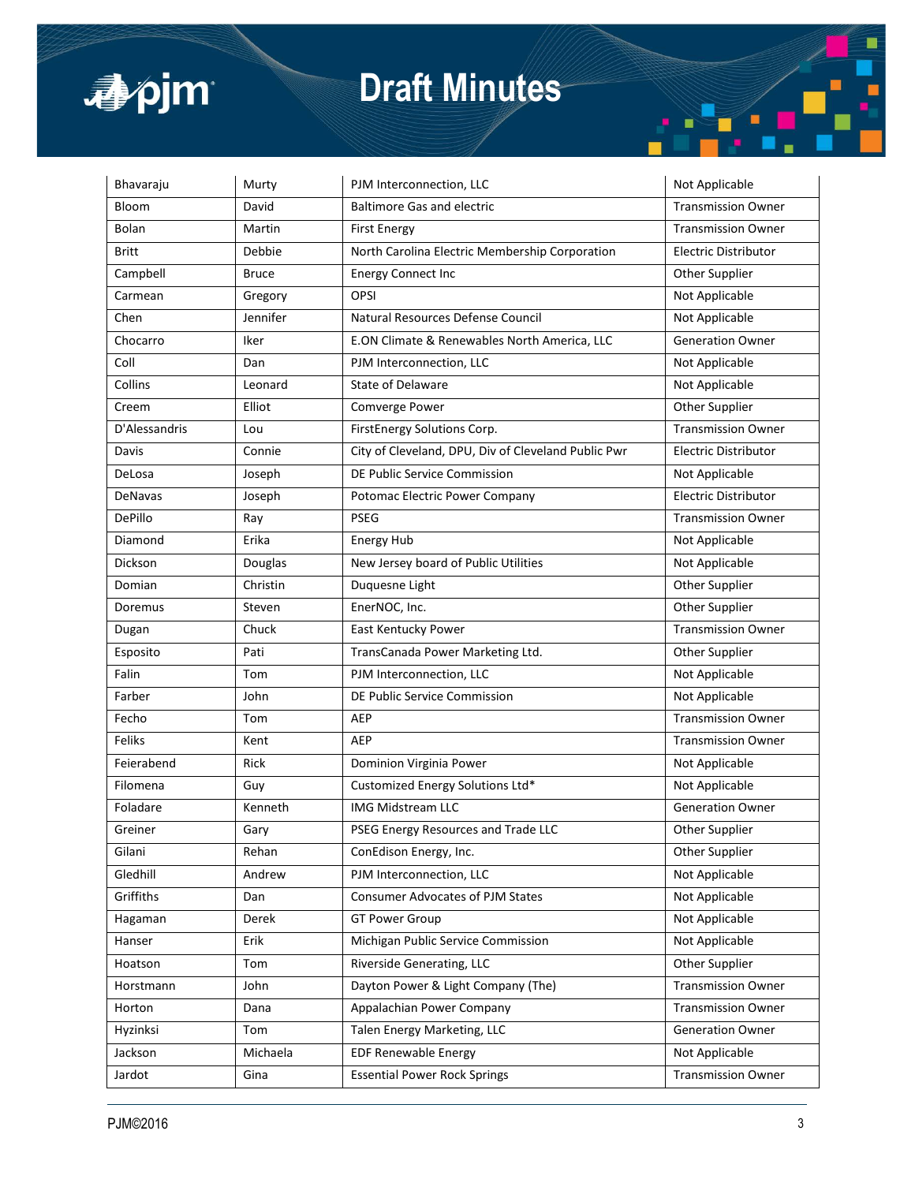| | | | |
|---|---|---|---|
| Bhavaraju | Murty | PJM Interconnection, LLC | Not Applicable |
| Bloom | David | Baltimore Gas and electric | Transmission Owner |
| Bolan | Martin | First Energy | Transmission Owner |
| Britt | Debbie | North Carolina Electric Membership Corporation | Electric Distributor |
| Campbell | Bruce | Energy Connect Inc | Other Supplier |
| Carmean | Gregory | OPSI | Not Applicable |
| Chen | Jennifer | Natural Resources Defense Council | Not Applicable |
| Chocarro | Iker | E.ON Climate & Renewables North America, LLC | Generation Owner |
| Coll | Dan | PJM Interconnection, LLC | Not Applicable |
| Collins | Leonard | State of Delaware | Not Applicable |
| Creem | Elliot | Comverge Power | Other Supplier |
| D'Alessandris | Lou | FirstEnergy Solutions Corp. | Transmission Owner |
| Davis | Connie | City of Cleveland, DPU, Div of Cleveland Public Pwr | Electric Distributor |
| DeLosa | Joseph | DE Public Service Commission | Not Applicable |
| DeNavas | Joseph | Potomac Electric Power Company | Electric Distributor |
| DePillo | Ray | PSEG | Transmission Owner |
| Diamond | Erika | Energy Hub | Not Applicable |
| Dickson | Douglas | New Jersey board of Public Utilities | Not Applicable |
| Domian | Christin | Duquesne Light | Other Supplier |
| Doremus | Steven | EnerNOC, Inc. | Other Supplier |
| Dugan | Chuck | East Kentucky Power | Transmission Owner |
| Esposito | Pati | TransCanada Power Marketing Ltd. | Other Supplier |
| Falin | Tom | PJM Interconnection, LLC | Not Applicable |
| Farber | John | DE Public Service Commission | Not Applicable |
| Fecho | Tom | AEP | Transmission Owner |
| Feliks | Kent | AEP | Transmission Owner |
| Feierabend | Rick | Dominion Virginia Power | Not Applicable |
| Filomena | Guy | Customized Energy Solutions Ltd* | Not Applicable |
| Foladare | Kenneth | IMG Midstream LLC | Generation Owner |
| Greiner | Gary | PSEG Energy Resources and Trade LLC | Other Supplier |
| Gilani | Rehan | ConEdison Energy, Inc. | Other Supplier |
| Gledhill | Andrew | PJM Interconnection, LLC | Not Applicable |
| Griffiths | Dan | Consumer Advocates of PJM States | Not Applicable |
| Hagaman | Derek | GT Power Group | Not Applicable |
| Hanser | Erik | Michigan Public Service Commission | Not Applicable |
| Hoatson | Tom | Riverside Generating, LLC | Other Supplier |
| Horstmann | John | Dayton Power & Light Company (The) | Transmission Owner |
| Horton | Dana | Appalachian Power Company | Transmission Owner |
| Hyzinksi | Tom | Talen Energy Marketing, LLC | Generation Owner |
| Jackson | Michaela | EDF Renewable Energy | Not Applicable |
| Jardot | Gina | Essential Power Rock Springs | Transmission Owner |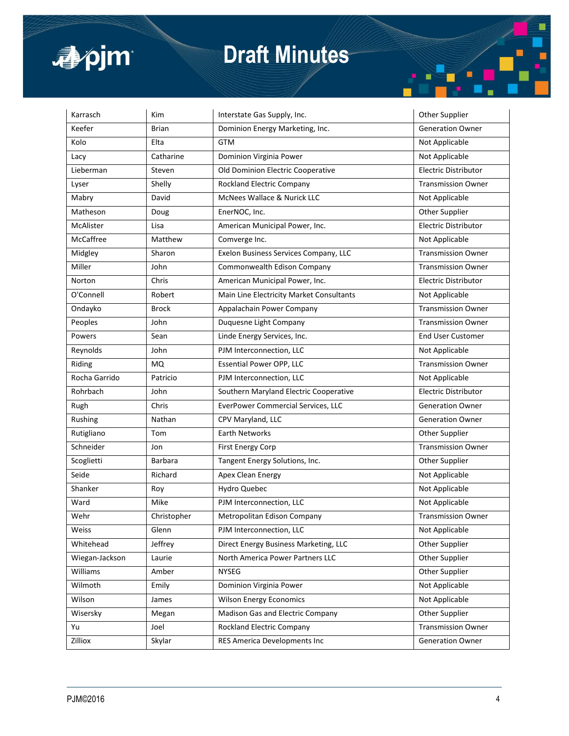| | | | |
|---|---|---|---|
| Karrasch | Kim | Interstate Gas Supply, Inc. | Other Supplier |
| Keefer | Brian | Dominion Energy Marketing, Inc. | Generation Owner |
| Kolo | Elta | GTM | Not Applicable |
| Lacy | Catharine | Dominion Virginia Power | Not Applicable |
| Lieberman | Steven | Old Dominion Electric Cooperative | Electric Distributor |
| Lyser | Shelly | Rockland Electric Company | Transmission Owner |
| Mabry | David | McNees Wallace & Nurick LLC | Not Applicable |
| Matheson | Doug | EnerNOC, Inc. | Other Supplier |
| McAlister | Lisa | American Municipal Power, Inc. | Electric Distributor |
| McCaffree | Matthew | Comverge Inc. | Not Applicable |
| Midgley | Sharon | Exelon Business Services Company, LLC | Transmission Owner |
| Miller | John | Commonwealth Edison Company | Transmission Owner |
| Norton | Chris | American Municipal Power, Inc. | Electric Distributor |
| O'Connell | Robert | Main Line Electricity Market Consultants | Not Applicable |
| Ondayko | Brock | Appalachain Power Company | Transmission Owner |
| Peoples | John | Duquesne Light Company | Transmission Owner |
| Powers | Sean | Linde Energy Services, Inc. | End User Customer |
| Reynolds | John | PJM Interconnection, LLC | Not Applicable |
| Riding | MQ | Essential Power OPP, LLC | Transmission Owner |
| Rocha Garrido | Patricio | PJM Interconnection, LLC | Not Applicable |
| Rohrbach | John | Southern Maryland Electric Cooperative | Electric Distributor |
| Rugh | Chris | EverPower Commercial Services, LLC | Generation Owner |
| Rushing | Nathan | CPV Maryland, LLC | Generation Owner |
| Rutigliano | Tom | Earth Networks | Other Supplier |
| Schneider | Jon | First Energy Corp | Transmission Owner |
| Scoglietti | Barbara | Tangent Energy Solutions, Inc. | Other Supplier |
| Seide | Richard | Apex Clean Energy | Not Applicable |
| Shanker | Roy | Hydro Quebec | Not Applicable |
| Ward | Mike | PJM Interconnection, LLC | Not Applicable |
| Wehr | Christopher | Metropolitan Edison Company | Transmission Owner |
| Weiss | Glenn | PJM Interconnection, LLC | Not Applicable |
| Whitehead | Jeffrey | Direct Energy Business Marketing, LLC | Other Supplier |
| Wiegan-Jackson | Laurie | North America Power Partners LLC | Other Supplier |
| Williams | Amber | NYSEG | Other Supplier |
| Wilmoth | Emily | Dominion Virginia Power | Not Applicable |
| Wilson | James | Wilson Energy Economics | Not Applicable |
| Wisersky | Megan | Madison Gas and Electric Company | Other Supplier |
| Yu | Joel | Rockland Electric Company | Transmission Owner |
| Zilliox | Skylar | RES America Developments Inc | Generation Owner |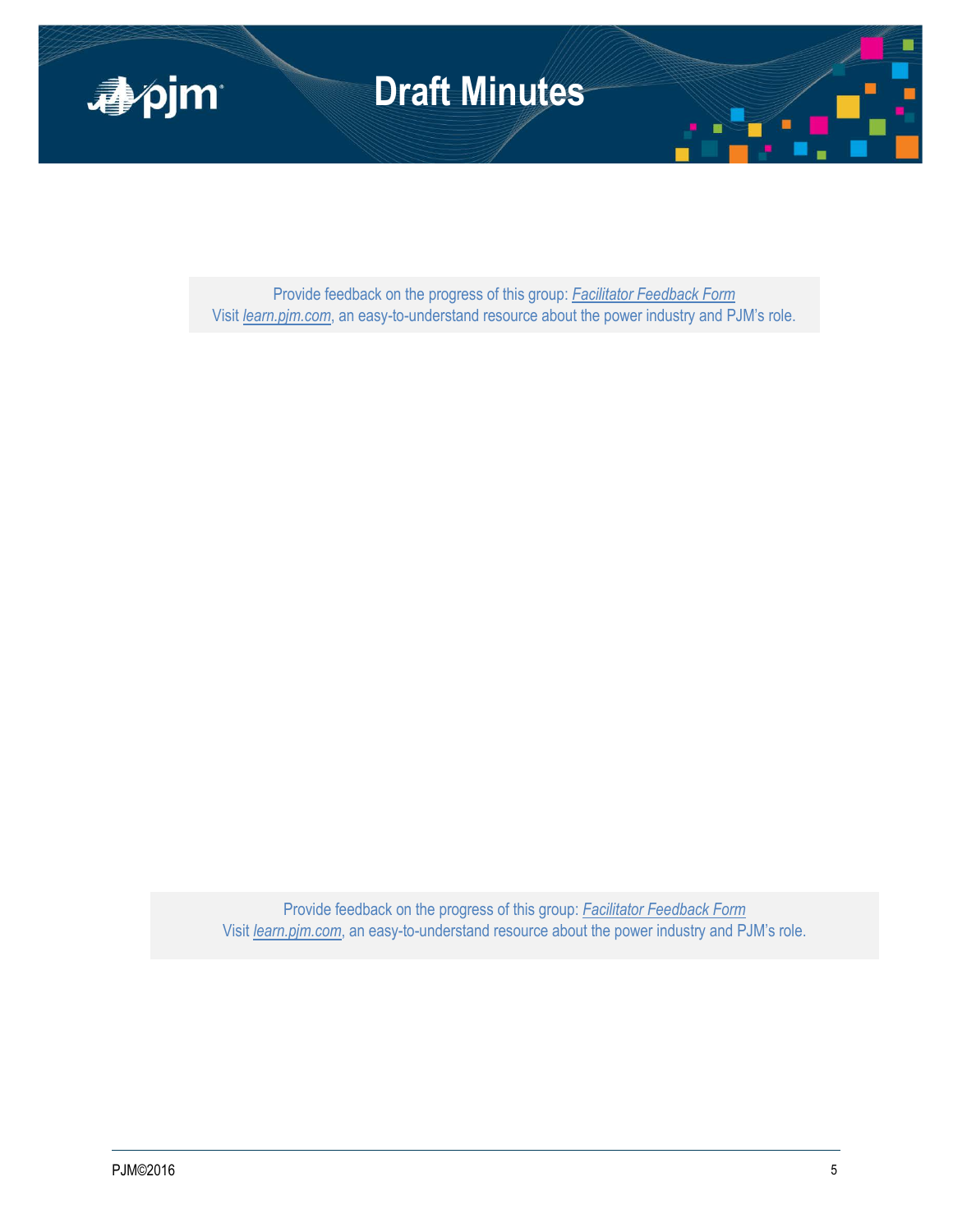Provide feedback on the progress of this group: *Facilitator Feedback Form*
Visit *learn.pjm.com*, an easy-to-understand resource about the power industry and PJM's role.

Provide feedback on the progress of this group: *Facilitator Feedback Form*
Visit *learn.pjm.com*, an easy-to-understand resource about the power industry and PJM's role.